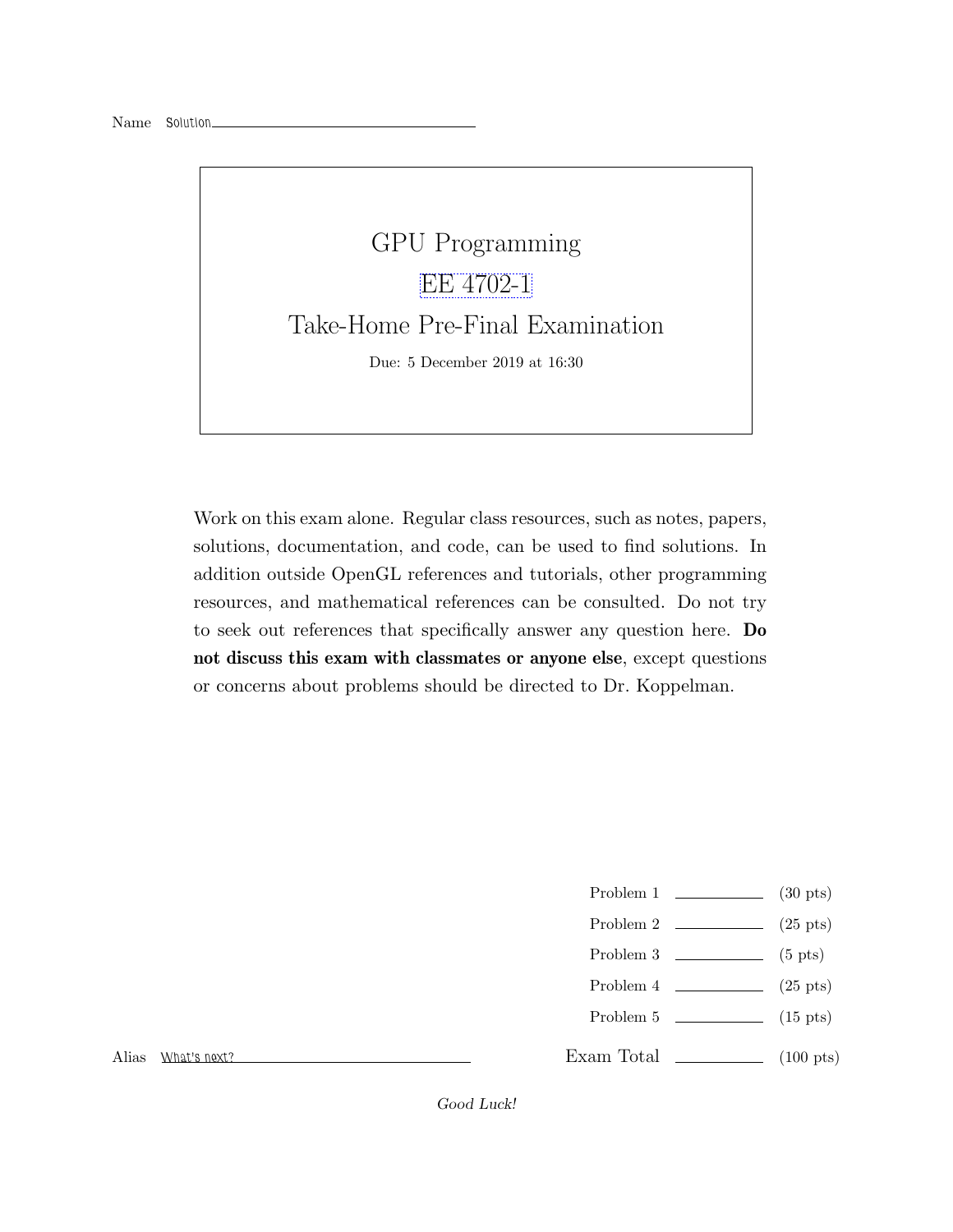Name Solution

# GPU Programming
## EE 4702-1
## Take-Home Pre-Final Examination

Due: 5 December 2019 at 16:30

Work on this exam alone. Regular class resources, such as notes, papers, solutions, documentation, and code, can be used to find solutions. In addition outside OpenGL references and tutorials, other programming resources, and mathematical references can be consulted. Do not try to seek out references that specifically answer any question here. **Do not discuss this exam with classmates or anyone else**, except questions or concerns about problems should be directed to Dr. Koppelman.

| | | |
|---|---|---|
| Problem 1 | \_\_\_\_\_\_\_\_ | (30 pts) |
| Problem 2 | \_\_\_\_\_\_\_\_ | (25 pts) |
| Problem 3 | \_\_\_\_\_\_\_\_ | (5 pts) |
| Problem 4 | \_\_\_\_\_\_\_\_ | (25 pts) |
| Problem 5 | \_\_\_\_\_\_\_\_ | (15 pts) |
| Exam Total | \_\_\_\_\_\_\_\_ | (100 pts) |

Alias What's next?

*Good Luck!*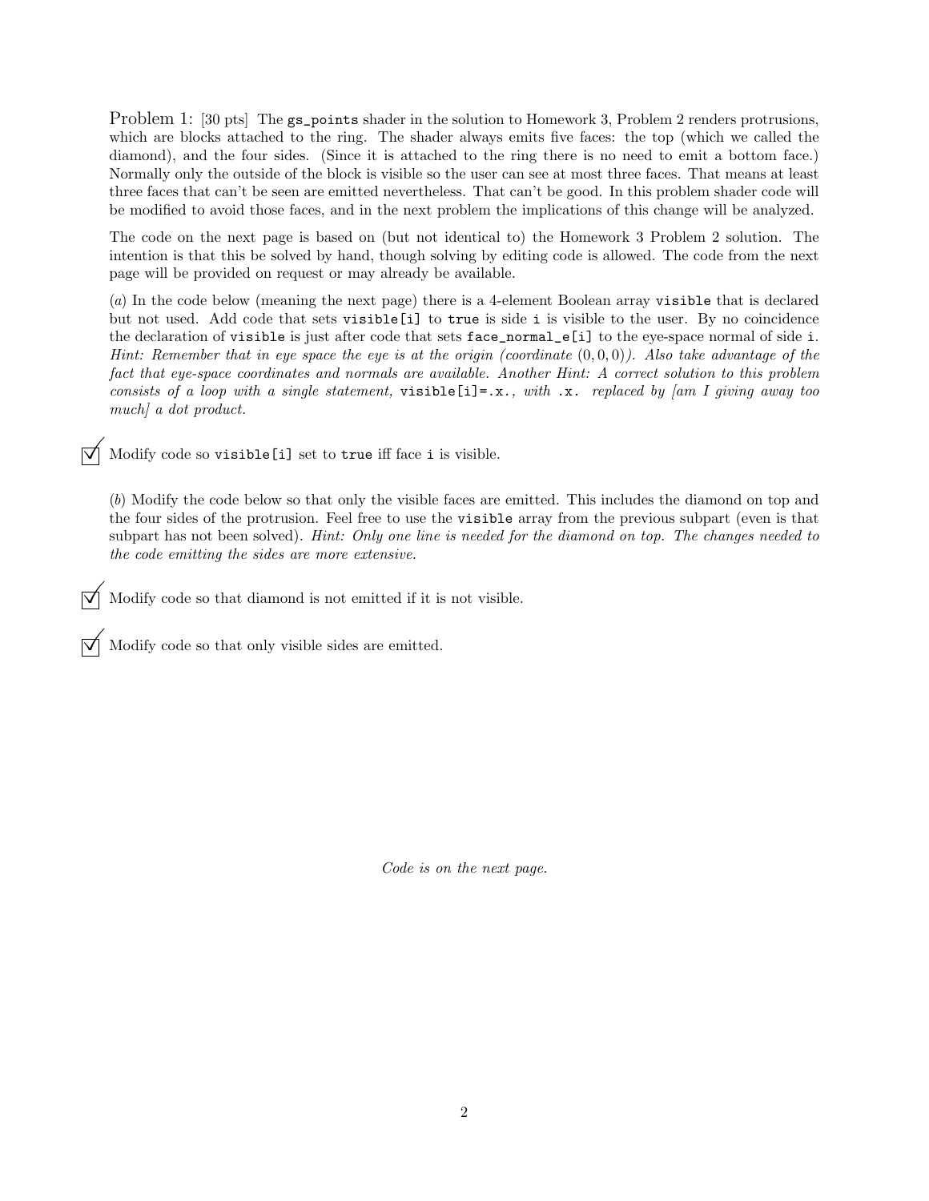Problem 1: [30 pts] The `gs_points` shader in the solution to Homework 3, Problem 2 renders protrusions, which are blocks attached to the ring. The shader always emits five faces: the top (which we called the diamond), and the four sides. (Since it is attached to the ring there is no need to emit a bottom face.) Normally only the outside of the block is visible so the user can see at most three faces. That means at least three faces that can't be seen are emitted nevertheless. That can't be good. In this problem shader code will be modified to avoid those faces, and in the next problem the implications of this change will be analyzed.

The code on the next page is based on (but not identical to) the Homework 3 Problem 2 solution. The intention is that this be solved by hand, though solving by editing code is allowed. The code from the next page will be provided on request or may already be available.

(*a*) In the code below (meaning the next page) there is a 4-element Boolean array `visible` that is declared but not used. Add code that sets `visible[i]` to `true` is side `i` is visible to the user. By no coincidence the declaration of `visible` is just after code that sets `face_normal_e[i]` to the eye-space normal of side `i`. *Hint: Remember that in eye space the eye is at the origin (coordinate $(0, 0, 0)$). Also take advantage of the fact that eye-space coordinates and normals are available. Another Hint: A correct solution to this problem consists of a loop with a single statement,* `visible[i]=.x.`*, with* `.x.` *replaced by [am I giving away too much] a dot product.*

☑ Modify code so `visible[i]` set to `true` iff face `i` is visible.

(*b*) Modify the code below so that only the visible faces are emitted. This includes the diamond on top and the four sides of the protrusion. Feel free to use the `visible` array from the previous subpart (even is that subpart has not been solved). *Hint: Only one line is needed for the diamond on top. The changes needed to the code emitting the sides are more extensive.*

☑ Modify code so that diamond is not emitted if it is not visible.

☑ Modify code so that only visible sides are emitted.

*Code is on the next page.*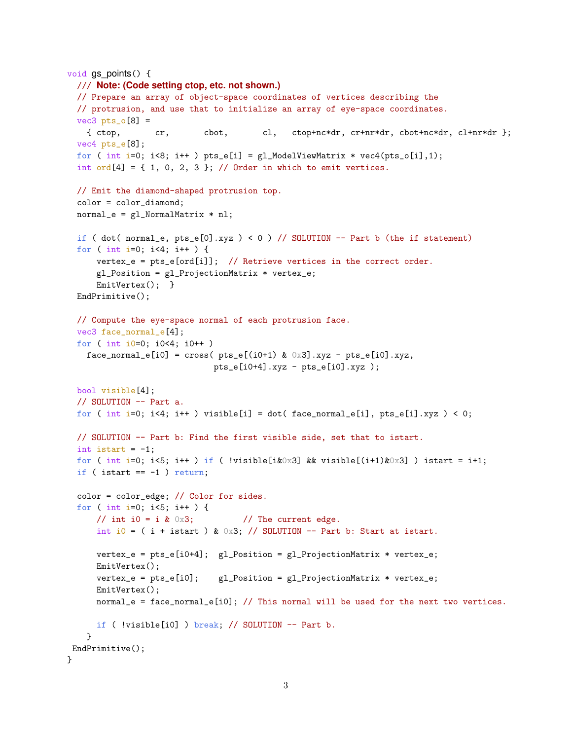```
void gs_points() {
  /// Note: (Code setting ctop, etc. not shown.)
  // Prepare an array of object-space coordinates of vertices describing the
  // protrusion, and use that to initialize an array of eye-space coordinates.
  vec3 pts_o[8] =
    { ctop,       cr,       cbot,       cl,   ctop+nc*dr, cr+nr*dr, cbot+nc*dr, cl+nr*dr };
  vec4 pts_e[8];
  for ( int i=0; i<8; i++ ) pts_e[i] = gl_ModelViewMatrix * vec4(pts_o[i],1);
  int ord[4] = { 1, 0, 2, 3 }; // Order in which to emit vertices.

  // Emit the diamond-shaped protrusion top.
  color = color_diamond;
  normal_e = gl_NormalMatrix * nl;

  if ( dot( normal_e, pts_e[0].xyz ) < 0 ) // SOLUTION -- Part b (the if statement)
  for ( int i=0; i<4; i++ ) {
      vertex_e = pts_e[ord[i]];  // Retrieve vertices in the correct order.
      gl_Position = gl_ProjectionMatrix * vertex_e;
      EmitVertex();  }
  EndPrimitive();

  // Compute the eye-space normal of each protrusion face.
  vec3 face_normal_e[4];
  for ( int i0=0; i0<4; i0++ )
    face_normal_e[i0] = cross( pts_e[(i0+1) & 0x3].xyz - pts_e[i0].xyz,
                              pts_e[i0+4].xyz - pts_e[i0].xyz );

  bool visible[4];
  // SOLUTION -- Part a.
  for ( int i=0; i<4; i++ ) visible[i] = dot( face_normal_e[i], pts_e[i].xyz ) < 0;

  // SOLUTION -- Part b: Find the first visible side, set that to istart.
  int istart = -1;
  for ( int i=0; i<5; i++ ) if ( !visible[i&0x3] && visible[(i+1)&0x3] ) istart = i+1;
  if ( istart == -1 ) return;

  color = color_edge; // Color for sides.
  for ( int i=0; i<5; i++ ) {
      // int i0 = i & 0x3;          // The current edge.
      int i0 = ( i + istart ) & 0x3; // SOLUTION -- Part b: Start at istart.

      vertex_e = pts_e[i0+4];  gl_Position = gl_ProjectionMatrix * vertex_e;
      EmitVertex();
      vertex_e = pts_e[i0];    gl_Position = gl_ProjectionMatrix * vertex_e;
      EmitVertex();
      normal_e = face_normal_e[i0]; // This normal will be used for the next two vertices.

      if ( !visible[i0] ) break; // SOLUTION -- Part b.
    }
 EndPrimitive();
}
```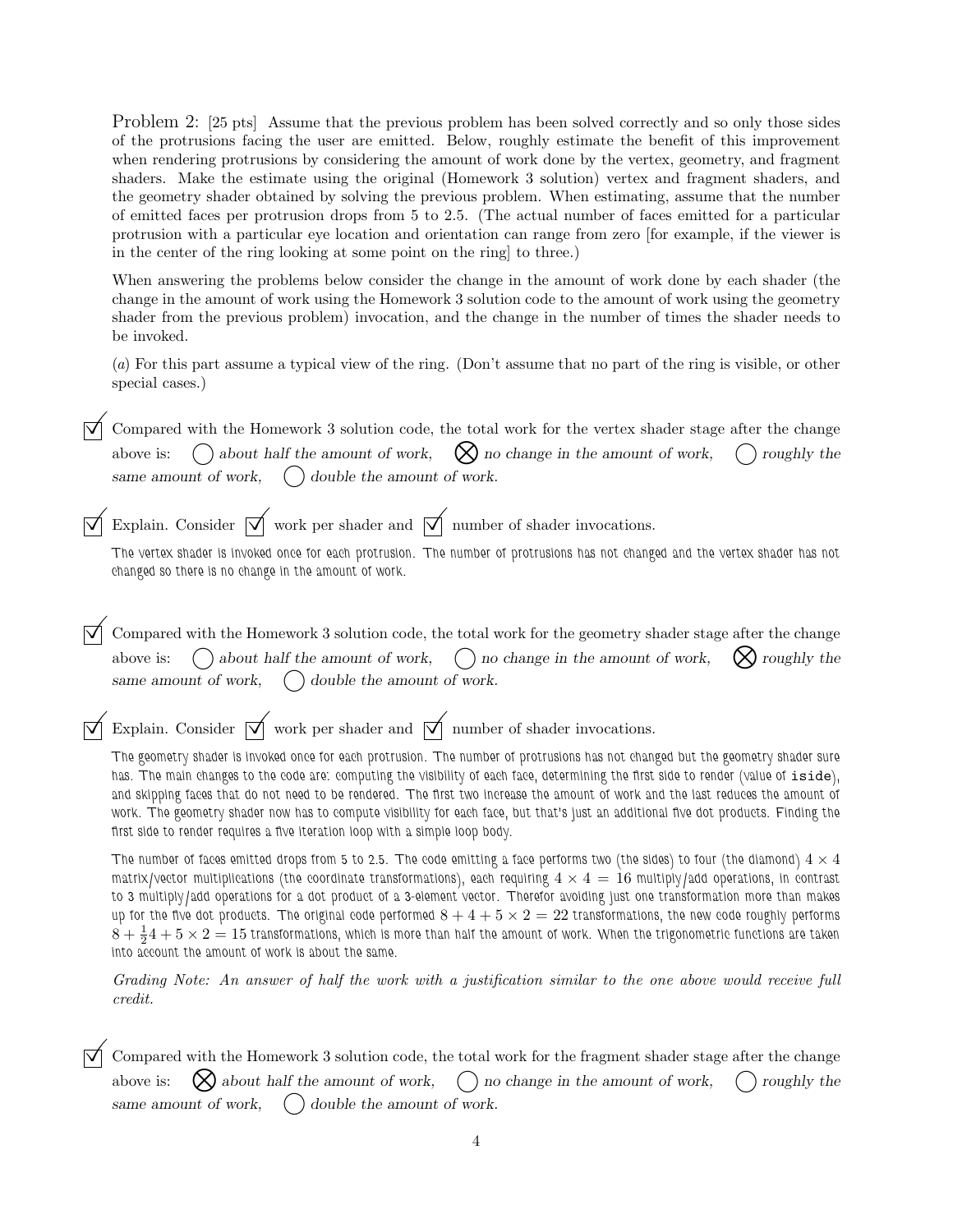Problem 2: [25 pts] Assume that the previous problem has been solved correctly and so only those sides of the protrusions facing the user are emitted. Below, roughly estimate the benefit of this improvement when rendering protrusions by considering the amount of work done by the vertex, geometry, and fragment shaders. Make the estimate using the original (Homework 3 solution) vertex and fragment shaders, and the geometry shader obtained by solving the previous problem. When estimating, assume that the number of emitted faces per protrusion drops from 5 to 2.5. (The actual number of faces emitted for a particular protrusion with a particular eye location and orientation can range from zero [for example, if the viewer is in the center of the ring looking at some point on the ring] to three.)

When answering the problems below consider the change in the amount of work done by each shader (the change in the amount of work using the Homework 3 solution code to the amount of work using the geometry shader from the previous problem) invocation, and the change in the number of times the shader needs to be invoked.

(*a*) For this part assume a typical view of the ring. (Don't assume that no part of the ring is visible, or other special cases.)

☑ Compared with the Homework 3 solution code, the total work for the vertex shader stage after the change above is: ◯ *about half the amount of work,* ⊗ *no change in the amount of work,* ◯ *roughly the same amount of work,* ◯ *double the amount of work.*

☑ Explain. Consider ☑ work per shader and ☑ number of shader invocations.

The vertex shader is invoked once for each protrusion. The number of protrusions has not changed and the vertex shader has not changed so there is no change in the amount of work.

☑ Compared with the Homework 3 solution code, the total work for the geometry shader stage after the change above is: ◯ *about half the amount of work,* ◯ *no change in the amount of work,* ⊗ *roughly the same amount of work,* ◯ *double the amount of work.*

☑ Explain. Consider ☑ work per shader and ☑ number of shader invocations.

The geometry shader is invoked once for each protrusion. The number of protrusions has not changed but the geometry shader sure has. The main changes to the code are: computing the visibility of each face, determining the first side to render (value of `iside`), and skipping faces that do not need to be rendered. The first two increase the amount of work and the last reduces the amount of work. The geometry shader now has to compute visibility for each face, but that's just an additional five dot products. Finding the first side to render requires a five iteration loop with a simple loop body.

The number of faces emitted drops from 5 to 2.5. The code emitting a face performs two (the sides) to four (the diamond) $4 \times 4$ matrix/vector multiplications (the coordinate transformations), each requiring $4 \times 4 = 16$ multiply/add operations, in contrast to 3 multiply/add operations for a dot product of a 3-element vector. Therefor avoiding just one transformation more than makes up for the five dot products. The original code performed $8 + 4 + 5 \times 2 = 22$ transformations, the new code roughly performs $8 + \frac{1}{2}4 + 5 \times 2 = 15$ transformations, which is more than half the amount of work. When the trigonometric functions are taken into account the amount of work is about the same.

*Grading Note: An answer of half the work with a justification similar to the one above would receive full credit.*

☑ Compared with the Homework 3 solution code, the total work for the fragment shader stage after the change above is: ⊗ *about half the amount of work,* ◯ *no change in the amount of work,* ◯ *roughly the same amount of work,* ◯ *double the amount of work.*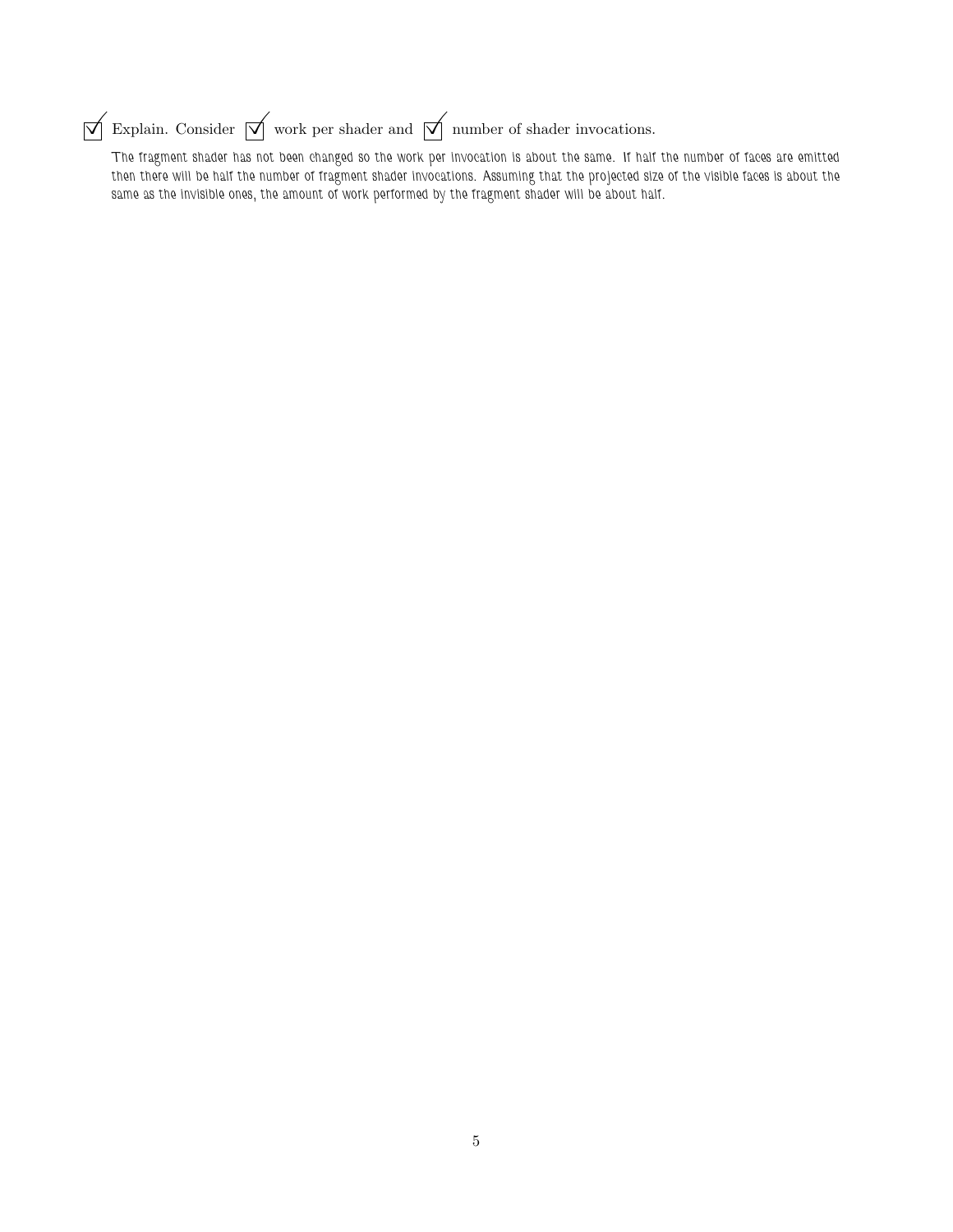☑ Explain. Consider ☑ work per shader and ☑ number of shader invocations.

The fragment shader has not been changed so the work per invocation is about the same. If half the number of faces are emitted then there will be half the number of fragment shader invocations. Assuming that the projected size of the visible faces is about the same as the invisible ones, the amount of work performed by the fragment shader will be about half.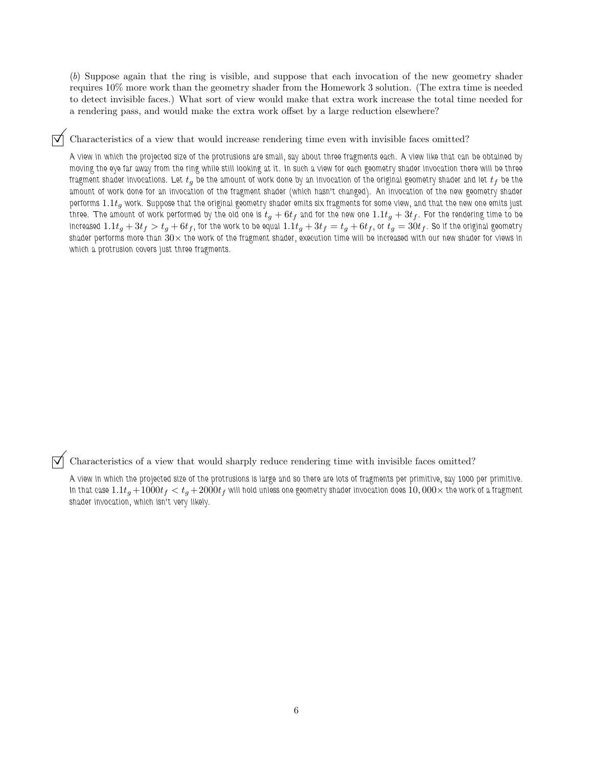(*b*) Suppose again that the ring is visible, and suppose that each invocation of the new geometry shader requires 10% more work than the geometry shader from the Homework 3 solution. (The extra time is needed to detect invisible faces.) What sort of view would make that extra work increase the total time needed for a rendering pass, and would make the extra work offset by a large reduction elsewhere?

☑ Characteristics of a view that would increase rendering time even with invisible faces omitted?

A view in which the projected size of the protrusions are small, say about three fragments each. A view like that can be obtained by moving the eye far away from the ring while still looking at it. In such a view for each geometry shader invocation there will be three fragment shader invocations. Let $t_g$ be the amount of work done by an invocation of the original geometry shader and let $t_f$ be the amount of work done for an invocation of the fragment shader (which hasn't changed). An invocation of the new geometry shader performs $1.1t_g$ work. Suppose that the original geometry shader emits six fragments for some view, and that the new one emits just three. The amount of work performed by the old one is $t_g + 6t_f$ and for the new one $1.1t_g + 3t_f$. For the rendering time to be increased $1.1t_g + 3t_f > t_g + 6t_f$, for the work to be equal $1.1t_g + 3t_f = t_g + 6t_f$, or $t_g = 30t_f$. So if the original geometry shader performs more than $30\times$ the work of the fragment shader, execution time will be increased with our new shader for views in which a protrusion covers just three fragments.

☑ Characteristics of a view that would sharply reduce rendering time with invisible faces omitted?

A view in which the projected size of the protrusions is large and so there are lots of fragments per primitive, say 1000 per primitive. In that case $1.1t_g + 1000t_f < t_g + 2000t_f$ will hold unless one geometry shader invocation does $10,000\times$ the work of a fragment shader invocation, which isn't very likely.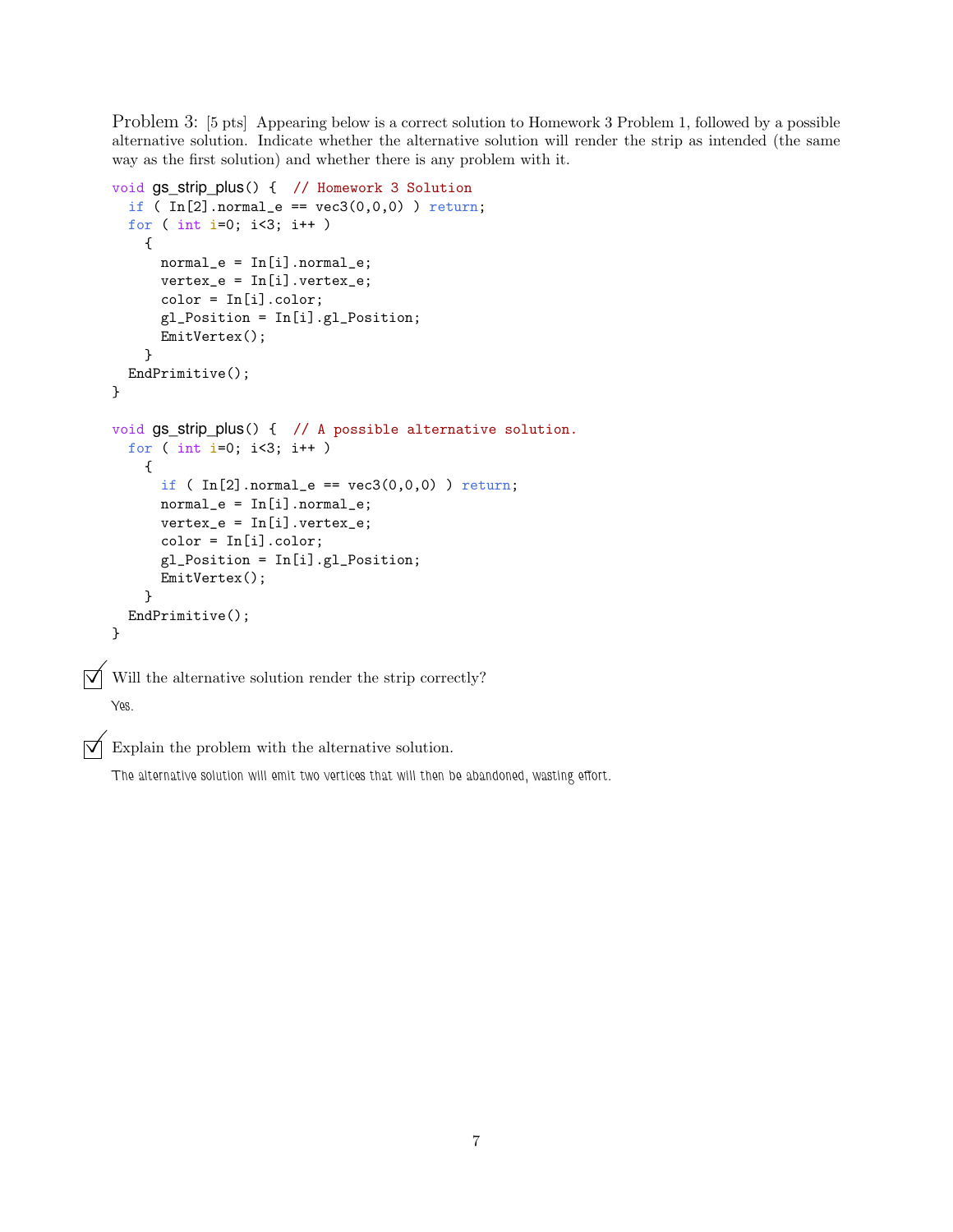Problem 3: [5 pts] Appearing below is a correct solution to Homework 3 Problem 1, followed by a possible alternative solution. Indicate whether the alternative solution will render the strip as intended (the same way as the first solution) and whether there is any problem with it.

```
void gs_strip_plus() {  // Homework 3 Solution
  if ( In[2].normal_e == vec3(0,0,0) ) return;
  for ( int i=0; i<3; i++ )
    {
      normal_e = In[i].normal_e;
      vertex_e = In[i].vertex_e;
      color = In[i].color;
      gl_Position = In[i].gl_Position;
      EmitVertex();
    }
  EndPrimitive();
}

void gs_strip_plus() {  // A possible alternative solution.
  for ( int i=0; i<3; i++ )
    {
      if ( In[2].normal_e == vec3(0,0,0) ) return;
      normal_e = In[i].normal_e;
      vertex_e = In[i].vertex_e;
      color = In[i].color;
      gl_Position = In[i].gl_Position;
      EmitVertex();
    }
  EndPrimitive();
}
```

☑ Will the alternative solution render the strip correctly?

Yes.

☑ Explain the problem with the alternative solution.

The alternative solution will emit two vertices that will then be abandoned, wasting effort.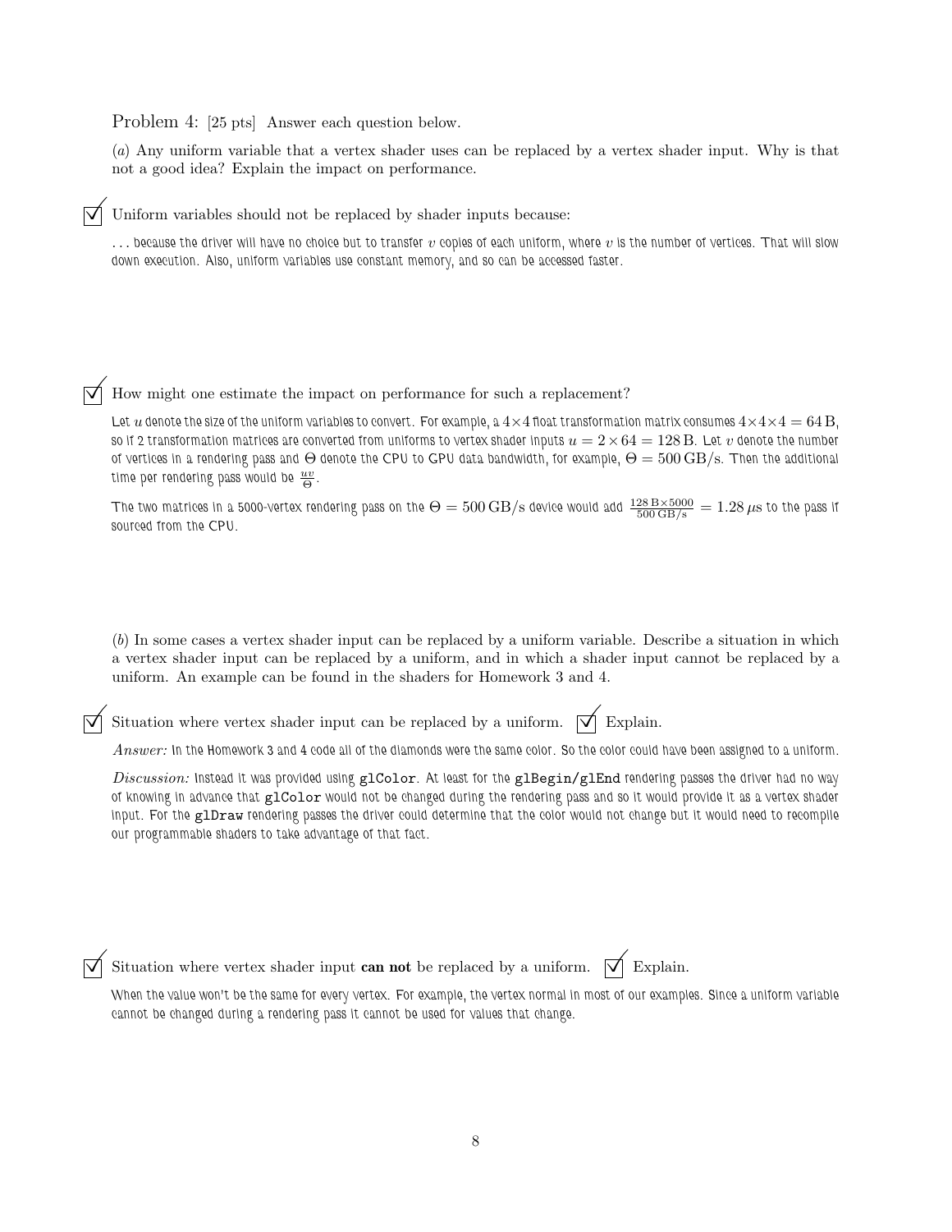Problem 4: [25 pts] Answer each question below.

(*a*) Any uniform variable that a vertex shader uses can be replaced by a vertex shader input. Why is that not a good idea? Explain the impact on performance.

☑ Uniform variables should not be replaced by shader inputs because:

... because the driver will have no choice but to transfer $v$ copies of each uniform, where $v$ is the number of vertices. That will slow down execution. Also, uniform variables use constant memory, and so can be accessed faster.

☑ How might one estimate the impact on performance for such a replacement?

Let $u$ denote the size of the uniform variables to convert. For example, a $4 \times 4$ float transformation matrix consumes $4 \times 4 \times 4 = 64\,\mathrm{B}$, so if 2 transformation matrices are converted from uniforms to vertex shader inputs $u = 2 \times 64 = 128\,\mathrm{B}$. Let $v$ denote the number of vertices in a rendering pass and $\Theta$ denote the CPU to GPU data bandwidth, for example, $\Theta = 500\,\mathrm{GB/s}$. Then the additional time per rendering pass would be $\frac{uv}{\Theta}$.

The two matrices in a 5000-vertex rendering pass on the $\Theta = 500\,\mathrm{GB/s}$ device would add $\frac{128\,\mathrm{B} \times 5000}{500\,\mathrm{GB/s}} = 1.28\,\mu\mathrm{s}$ to the pass if sourced from the CPU.

(*b*) In some cases a vertex shader input can be replaced by a uniform variable. Describe a situation in which a vertex shader input can be replaced by a uniform, and in which a shader input cannot be replaced by a uniform. An example can be found in the shaders for Homework 3 and 4.

☑ Situation where vertex shader input can be replaced by a uniform. ☑ Explain.

*Answer:* In the Homework 3 and 4 code all of the diamonds were the same color. So the color could have been assigned to a uniform.

*Discussion:* Instead it was provided using `glColor`. At least for the `glBegin`/`glEnd` rendering passes the driver had no way of knowing in advance that `glColor` would not be changed during the rendering pass and so it would provide it as a vertex shader input. For the `glDraw` rendering passes the driver could determine that the color would not change but it would need to recompile our programmable shaders to take advantage of that fact.

☑ Situation where vertex shader input **can not** be replaced by a uniform. ☑ Explain.

When the value won't be the same for every vertex. For example, the vertex normal in most of our examples. Since a uniform variable cannot be changed during a rendering pass it cannot be used for values that change.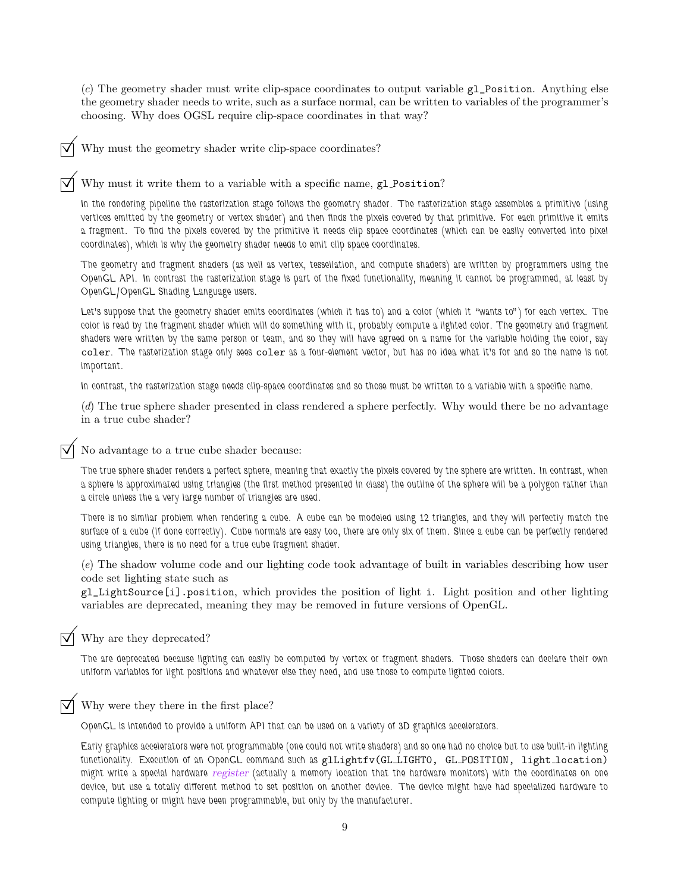(*c*) The geometry shader must write clip-space coordinates to output variable `gl_Position`. Anything else the geometry shader needs to write, such as a surface normal, can be written to variables of the programmer's choosing. Why does OGSL require clip-space coordinates in that way?

☑ Why must the geometry shader write clip-space coordinates?

☑ Why must it write them to a variable with a specific name, `gl_Position`?

In the rendering pipeline the rasterization stage follows the geometry shader. The rasterization stage assembles a primitive (using vertices emitted by the geometry or vertex shader) and then finds the pixels covered by that primitive. For each primitive it emits a fragment. To find the pixels covered by the primitive it needs clip space coordinates (which can be easily converted into pixel coordinates), which is why the geometry shader needs to emit clip space coordinates.

The geometry and fragment shaders (as well as vertex, tessellation, and compute shaders) are written by programmers using the OpenGL API. In contrast the rasterization stage is part of the fixed functionality, meaning it cannot be programmed, at least by OpenGL/OpenGL Shading Language users.

Let's suppose that the geometry shader emits coordinates (which it has to) and a color (which it "wants to") for each vertex. The color is read by the fragment shader which will do something with it, probably compute a lighted color. The geometry and fragment shaders were written by the same person or team, and so they will have agreed on a name for the variable holding the color, say `coler`. The rasterization stage only sees `coler` as a four-element vector, but has no idea what it's for and so the name is not important.

In contrast, the rasterization stage needs clip-space coordinates and so those must be written to a variable with a specific name.

(*d*) The true sphere shader presented in class rendered a sphere perfectly. Why would there be no advantage in a true cube shader?

☑ No advantage to a true cube shader because:

The true sphere shader renders a perfect sphere, meaning that exactly the pixels covered by the sphere are written. In contrast, when a sphere is approximated using triangles (the first method presented in class) the outline of the sphere will be a polygon rather than a circle unless the a very large number of triangles are used.

There is no similar problem when rendering a cube. A cube can be modeled using 12 triangles, and they will perfectly match the surface of a cube (if done correctly). Cube normals are easy too, there are only six of them. Since a cube can be perfectly rendered using triangles, there is no need for a true cube fragment shader.

(*e*) The shadow volume code and our lighting code took advantage of built in variables describing how user code set lighting state such as
`gl_LightSource[i].position`, which provides the position of light `i`. Light position and other lighting variables are deprecated, meaning they may be removed in future versions of OpenGL.

☑ Why are they deprecated?

The are deprecated because lighting can easily be computed by vertex or fragment shaders. Those shaders can declare their own uniform variables for light positions and whatever else they need, and use those to compute lighted colors.

☑ Why were they there in the first place?

OpenGL is intended to provide a uniform API that can be used on a variety of 3D graphics accelerators.

Early graphics accelerators were not programmable (one could not write shaders) and so one had no choice but to use built-in lighting functionality. Execution of an OpenGL command such as `glLightfv(GL_LIGHT0, GL_POSITION, light_location)` might write a special hardware *register* (actually a memory location that the hardware monitors) with the coordinates on one device, but use a totally different method to set position on another device. The device might have had specialized hardware to compute lighting or might have been programmable, but only by the manufacturer.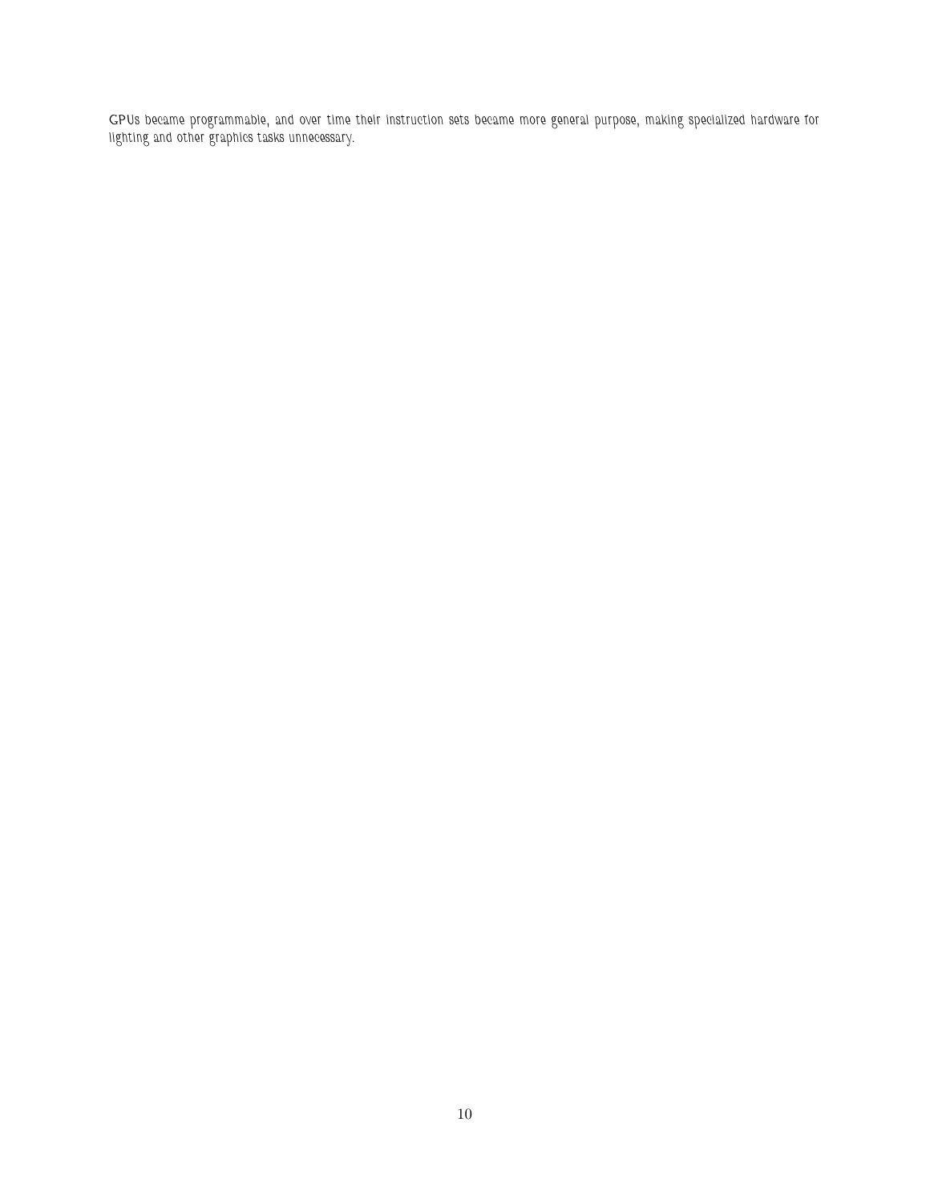GPUs became programmable, and over time their instruction sets became more general purpose, making specialized hardware for lighting and other graphics tasks unnecessary.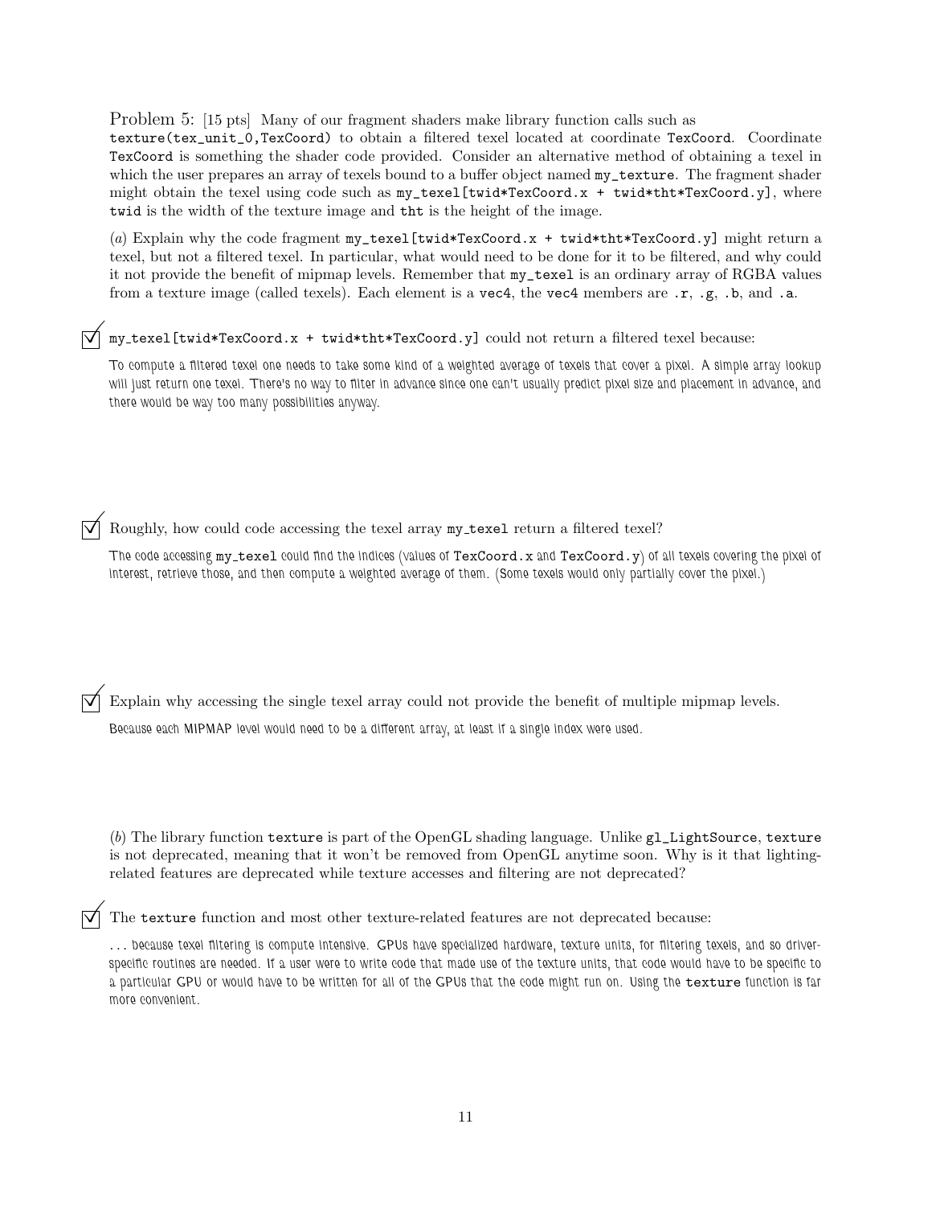Problem 5: [15 pts] Many of our fragment shaders make library function calls such as `texture(tex_unit_0,TexCoord)` to obtain a filtered texel located at coordinate `TexCoord`. Coordinate `TexCoord` is something the shader code provided. Consider an alternative method of obtaining a texel in which the user prepares an array of texels bound to a buffer object named `my_texture`. The fragment shader might obtain the texel using code such as `my_texel[twid*TexCoord.x + twid*tht*TexCoord.y]`, where `twid` is the width of the texture image and `tht` is the height of the image.

(*a*) Explain why the code fragment `my_texel[twid*TexCoord.x + twid*tht*TexCoord.y]` might return a texel, but not a filtered texel. In particular, what would need to be done for it to be filtered, and why could it not provide the benefit of mipmap levels. Remember that `my_texel` is an ordinary array of RGBA values from a texture image (called texels). Each element is a `vec4`, the `vec4` members are `.r`, `.g`, `.b`, and `.a`.

☑ `my_texel[twid*TexCoord.x + twid*tht*TexCoord.y]` could not return a filtered texel because:

To compute a filtered texel one needs to take some kind of a weighted average of texels that cover a pixel. A simple array lookup will just return one texel. There's no way to filter in advance since one can't usually predict pixel size and placement in advance, and there would be way too many possibilities anyway.

☑ Roughly, how could code accessing the texel array `my_texel` return a filtered texel?

The code accessing `my_texel` could find the indices (values of `TexCoord.x` and `TexCoord.y`) of all texels covering the pixel of interest, retrieve those, and then compute a weighted average of them. (Some texels would only partially cover the pixel.)

☑ Explain why accessing the single texel array could not provide the benefit of multiple mipmap levels.

Because each MIPMAP level would need to be a different array, at least if a single index were used.

(*b*) The library function `texture` is part of the OpenGL shading language. Unlike `gl_LightSource`, `texture` is not deprecated, meaning that it won't be removed from OpenGL anytime soon. Why is it that lighting-related features are deprecated while texture accesses and filtering are not deprecated?

☑ The `texture` function and most other texture-related features are not deprecated because:

. . . because texel filtering is compute intensive. GPUs have specialized hardware, texture units, for filtering texels, and so driver-specific routines are needed. If a user were to write code that made use of the texture units, that code would have to be specific to a particular GPU or would have to be written for all of the GPUs that the code might run on. Using the `texture` function is far more convenient.